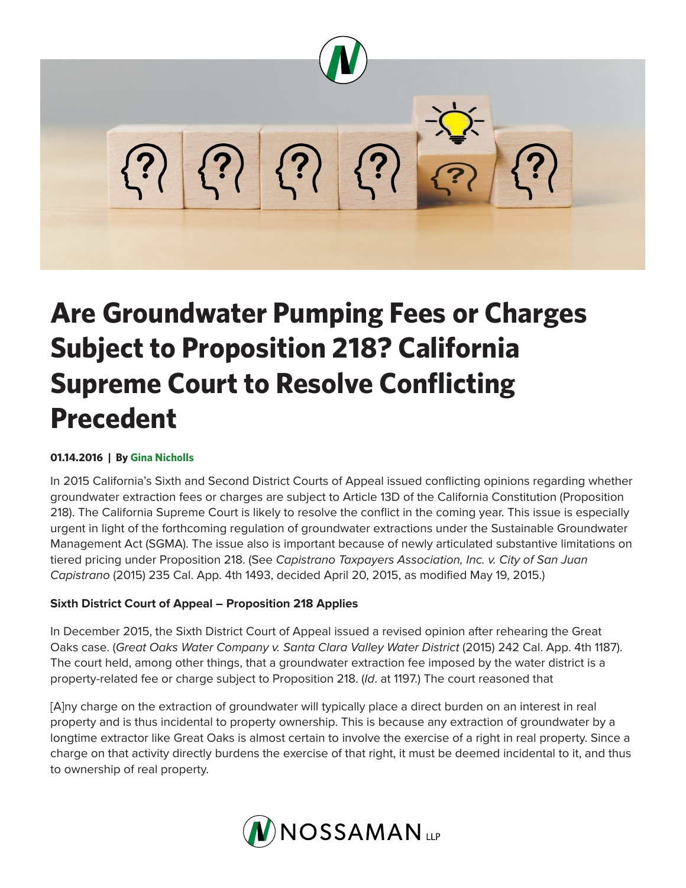# Are Groundwater Pumping Fees or Charges Subject to Proposition 218? California Supreme Court to Resolve Conflicting Precedent

**01.14.2016 | By Gina Nicholls**

In 2015 California's Sixth and Second District Courts of Appeal issued conflicting opinions regarding whether groundwater extraction fees or charges are subject to Article 13D of the California Constitution (Proposition 218). The California Supreme Court is likely to resolve the conflict in the coming year. This issue is especially urgent in light of the forthcoming regulation of groundwater extractions under the Sustainable Groundwater Management Act (SGMA). The issue also is important because of newly articulated substantive limitations on tiered pricing under Proposition 218. (See *Capistrano Taxpayers Association, Inc. v. City of San Juan Capistrano* (2015) 235 Cal. App. 4th 1493, decided April 20, 2015, as modified May 19, 2015.)

**Sixth District Court of Appeal – Proposition 218 Applies**

In December 2015, the Sixth District Court of Appeal issued a revised opinion after rehearing the Great Oaks case. (*Great Oaks Water Company v. Santa Clara Valley Water District* (2015) 242 Cal. App. 4th 1187). The court held, among other things, that a groundwater extraction fee imposed by the water district is a property-related fee or charge subject to Proposition 218. (*Id*. at 1197.) The court reasoned that

[A]ny charge on the extraction of groundwater will typically place a direct burden on an interest in real property and is thus incidental to property ownership. This is because any extraction of groundwater by a longtime extractor like Great Oaks is almost certain to involve the exercise of a right in real property. Since a charge on that activity directly burdens the exercise of that right, it must be deemed incidental to it, and thus to ownership of real property.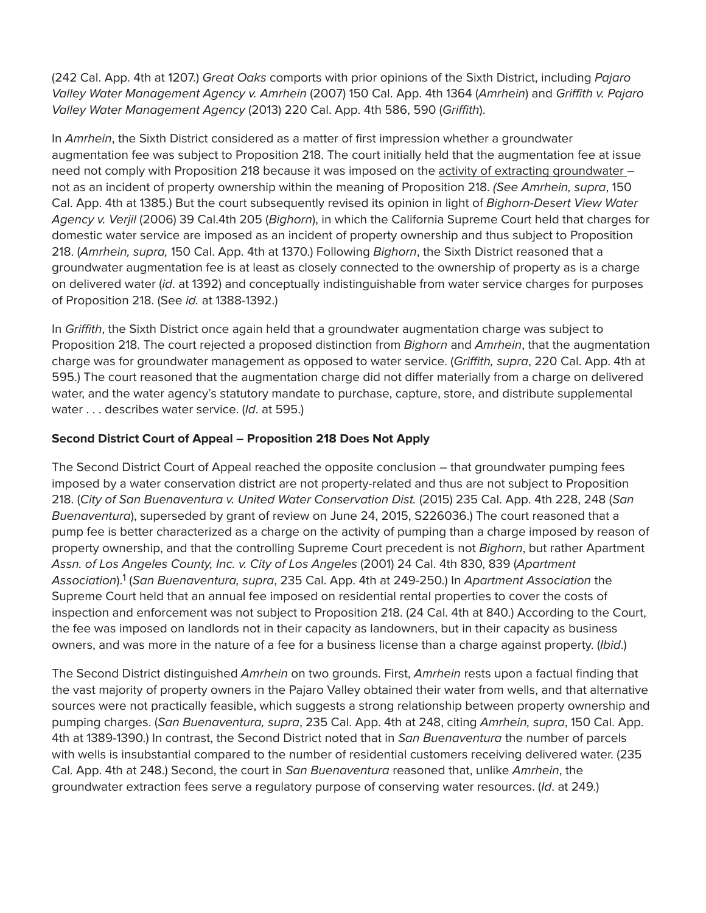(242 Cal. App. 4th at 1207.) *Great Oaks* comports with prior opinions of the Sixth District, including *Pajaro Valley Water Management Agency v. Amrhein* (2007) 150 Cal. App. 4th 1364 (*Amrhein*) and *Griffith v. Pajaro Valley Water Management Agency* (2013) 220 Cal. App. 4th 586, 590 (*Griffith*).

In *Amrhein*, the Sixth District considered as a matter of first impression whether a groundwater augmentation fee was subject to Proposition 218. The court initially held that the augmentation fee at issue need not comply with Proposition 218 because it was imposed on the activity of extracting groundwater – not as an incident of property ownership within the meaning of Proposition 218. *(See Amrhein, supra*, 150 Cal. App. 4th at 1385.) But the court subsequently revised its opinion in light of *Bighorn-Desert View Water Agency v. Verjil* (2006) 39 Cal.4th 205 (*Bighorn*), in which the California Supreme Court held that charges for domestic water service are imposed as an incident of property ownership and thus subject to Proposition 218. (*Amrhein, supra,* 150 Cal. App. 4th at 1370.) Following *Bighorn*, the Sixth District reasoned that a groundwater augmentation fee is at least as closely connected to the ownership of property as is a charge on delivered water (*id*. at 1392) and conceptually indistinguishable from water service charges for purposes of Proposition 218. (See *id.* at 1388-1392.)

In *Griffith*, the Sixth District once again held that a groundwater augmentation charge was subject to Proposition 218. The court rejected a proposed distinction from *Bighorn* and *Amrhein*, that the augmentation charge was for groundwater management as opposed to water service. (*Griffith, supra*, 220 Cal. App. 4th at 595.) The court reasoned that the augmentation charge did not differ materially from a charge on delivered water, and the water agency's statutory mandate to purchase, capture, store, and distribute supplemental water . . . describes water service. (*Id*. at 595.)

**Second District Court of Appeal – Proposition 218 Does Not Apply**

The Second District Court of Appeal reached the opposite conclusion – that groundwater pumping fees imposed by a water conservation district are not property-related and thus are not subject to Proposition 218. (*City of San Buenaventura v. United Water Conservation Dist.* (2015) 235 Cal. App. 4th 228, 248 (*San Buenaventura*), superseded by grant of review on June 24, 2015, S226036.) The court reasoned that a pump fee is better characterized as a charge on the activity of pumping than a charge imposed by reason of property ownership, and that the controlling Supreme Court precedent is not *Bighorn*, but rather Apartment *Assn. of Los Angeles County, Inc. v. City of Los Angeles* (2001) 24 Cal. 4th 830, 839 (*Apartment Association*).[1] (*San Buenaventura, supra*, 235 Cal. App. 4th at 249-250.) In *Apartment Association* the Supreme Court held that an annual fee imposed on residential rental properties to cover the costs of inspection and enforcement was not subject to Proposition 218. (24 Cal. 4th at 840.) According to the Court, the fee was imposed on landlords not in their capacity as landowners, but in their capacity as business owners, and was more in the nature of a fee for a business license than a charge against property. (*Ibid*.)

The Second District distinguished *Amrhein* on two grounds. First, *Amrhein* rests upon a factual finding that the vast majority of property owners in the Pajaro Valley obtained their water from wells, and that alternative sources were not practically feasible, which suggests a strong relationship between property ownership and pumping charges. (*San Buenaventura, supra*, 235 Cal. App. 4th at 248, citing *Amrhein, supra*, 150 Cal. App. 4th at 1389-1390.) In contrast, the Second District noted that in *San Buenaventura* the number of parcels with wells is insubstantial compared to the number of residential customers receiving delivered water. (235 Cal. App. 4th at 248.) Second, the court in *San Buenaventura* reasoned that, unlike *Amrhein*, the groundwater extraction fees serve a regulatory purpose of conserving water resources. (*Id*. at 249.)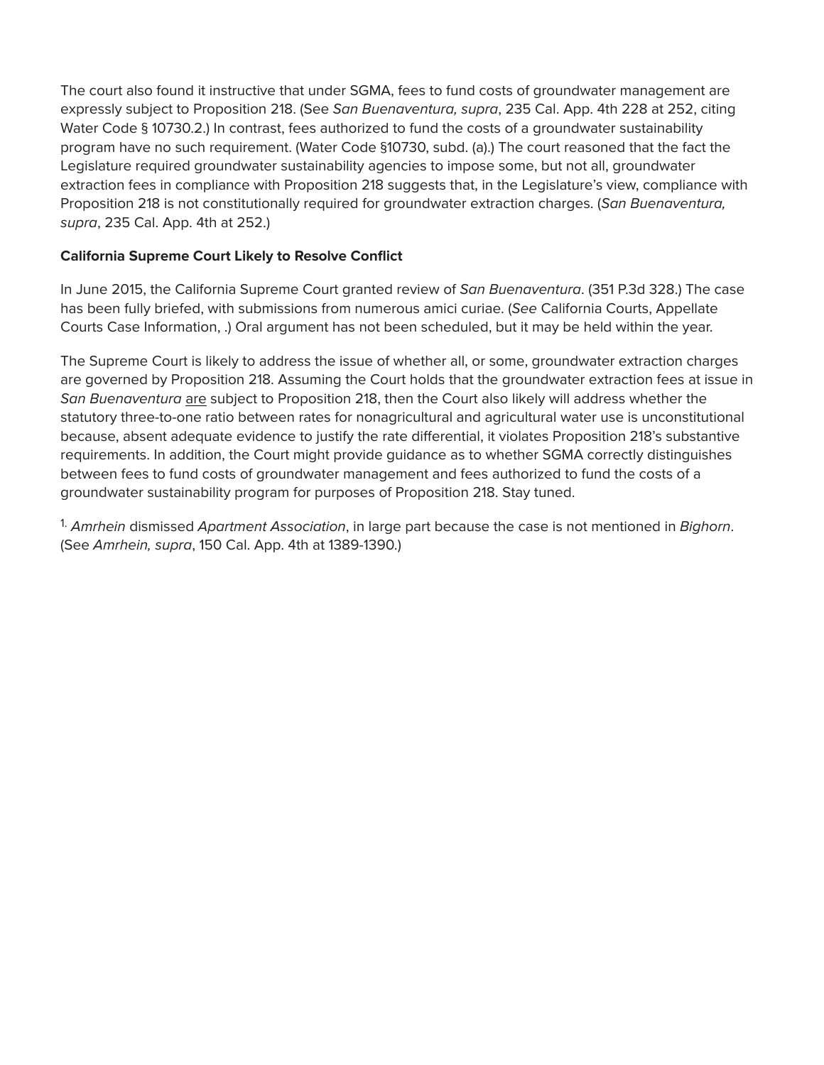The court also found it instructive that under SGMA, fees to fund costs of groundwater management are expressly subject to Proposition 218. (See *San Buenaventura, supra*, 235 Cal. App. 4th 228 at 252, citing Water Code § 10730.2.) In contrast, fees authorized to fund the costs of a groundwater sustainability program have no such requirement. (Water Code §10730, subd. (a).) The court reasoned that the fact the Legislature required groundwater sustainability agencies to impose some, but not all, groundwater extraction fees in compliance with Proposition 218 suggests that, in the Legislature's view, compliance with Proposition 218 is not constitutionally required for groundwater extraction charges. (*San Buenaventura, supra*, 235 Cal. App. 4th at 252.)

**California Supreme Court Likely to Resolve Conflict**

In June 2015, the California Supreme Court granted review of *San Buenaventura*. (351 P.3d 328.) The case has been fully briefed, with submissions from numerous amici curiae. (*See* California Courts, Appellate Courts Case Information, .) Oral argument has not been scheduled, but it may be held within the year.

The Supreme Court is likely to address the issue of whether all, or some, groundwater extraction charges are governed by Proposition 218. Assuming the Court holds that the groundwater extraction fees at issue in *San Buenaventura* <u>are</u> subject to Proposition 218, then the Court also likely will address whether the statutory three-to-one ratio between rates for nonagricultural and agricultural water use is unconstitutional because, absent adequate evidence to justify the rate differential, it violates Proposition 218's substantive requirements. In addition, the Court might provide guidance as to whether SGMA correctly distinguishes between fees to fund costs of groundwater management and fees authorized to fund the costs of a groundwater sustainability program for purposes of Proposition 218. Stay tuned.

[1.] *Amrhein* dismissed *Apartment Association*, in large part because the case is not mentioned in *Bighorn*. (See *Amrhein, supra*, 150 Cal. App. 4th at 1389-1390.)